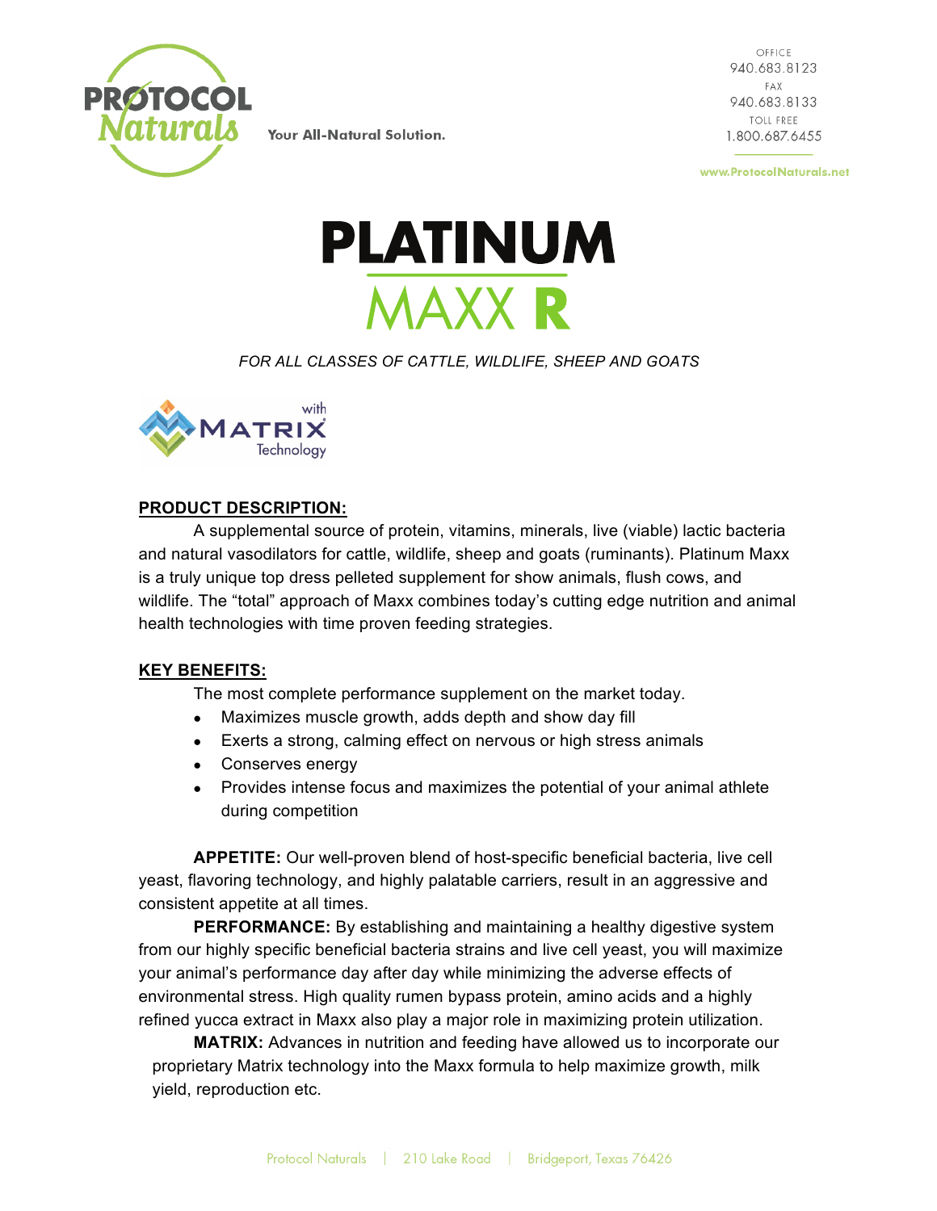PROTOCOL Naturals

Your All-Natural Solution.

OFFICE
940.683.8123
FAX
940.683.8133
TOLL FREE
1.800.687.6455

www.ProtocolNaturals.net

# PLATINUM MAXX R

*FOR ALL CLASSES OF CATTLE, WILDLIFE, SHEEP AND GOATS*

with MATRIX Technology

## PRODUCT DESCRIPTION:

A supplemental source of protein, vitamins, minerals, live (viable) lactic bacteria and natural vasodilators for cattle, wildlife, sheep and goats (ruminants). Platinum Maxx is a truly unique top dress pelleted supplement for show animals, flush cows, and wildlife. The "total" approach of Maxx combines today's cutting edge nutrition and animal health technologies with time proven feeding strategies.

## KEY BENEFITS:

The most complete performance supplement on the market today.

- Maximizes muscle growth, adds depth and show day fill
- Exerts a strong, calming effect on nervous or high stress animals
- Conserves energy
- Provides intense focus and maximizes the potential of your animal athlete during competition

**APPETITE:** Our well-proven blend of host-specific beneficial bacteria, live cell yeast, flavoring technology, and highly palatable carriers, result in an aggressive and consistent appetite at all times.

**PERFORMANCE:** By establishing and maintaining a healthy digestive system from our highly specific beneficial bacteria strains and live cell yeast, you will maximize your animal's performance day after day while minimizing the adverse effects of environmental stress. High quality rumen bypass protein, amino acids and a highly refined yucca extract in Maxx also play a major role in maximizing protein utilization.

**MATRIX:** Advances in nutrition and feeding have allowed us to incorporate our proprietary Matrix technology into the Maxx formula to help maximize growth, milk yield, reproduction etc.

Protocol Naturals | 210 Lake Road | Bridgeport, Texas 76426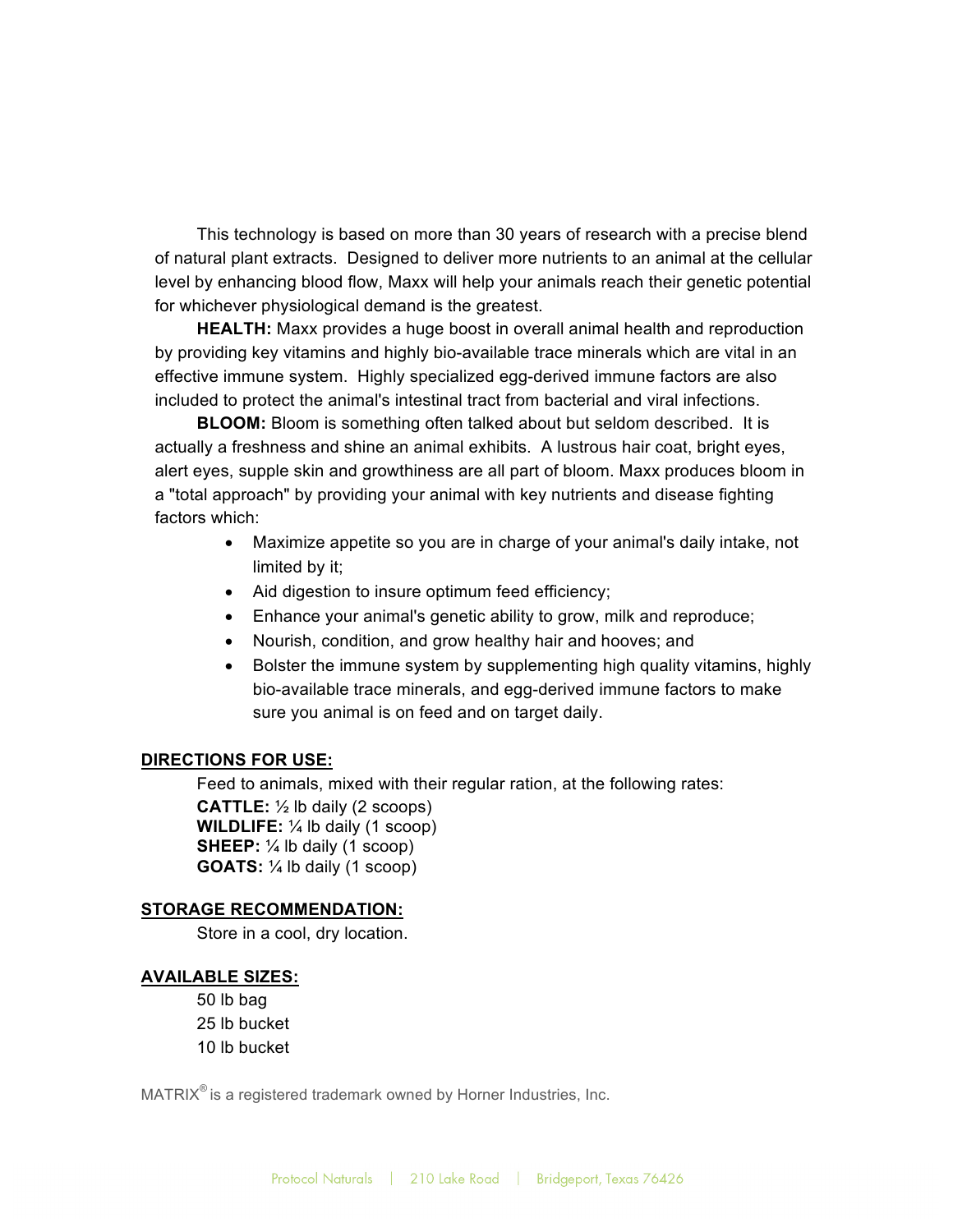This technology is based on more than 30 years of research with a precise blend of natural plant extracts. Designed to deliver more nutrients to an animal at the cellular level by enhancing blood flow, Maxx will help your animals reach their genetic potential for whichever physiological demand is the greatest.

**HEALTH:** Maxx provides a huge boost in overall animal health and reproduction by providing key vitamins and highly bio-available trace minerals which are vital in an effective immune system. Highly specialized egg-derived immune factors are also included to protect the animal's intestinal tract from bacterial and viral infections.

**BLOOM:** Bloom is something often talked about but seldom described. It is actually a freshness and shine an animal exhibits. A lustrous hair coat, bright eyes, alert eyes, supple skin and growthiness are all part of bloom. Maxx produces bloom in a "total approach" by providing your animal with key nutrients and disease fighting factors which:

- Maximize appetite so you are in charge of your animal's daily intake, not limited by it;
- Aid digestion to insure optimum feed efficiency;
- Enhance your animal's genetic ability to grow, milk and reproduce;
- Nourish, condition, and grow healthy hair and hooves; and
- Bolster the immune system by supplementing high quality vitamins, highly bio-available trace minerals, and egg-derived immune factors to make sure you animal is on feed and on target daily.

## DIRECTIONS FOR USE:

Feed to animals, mixed with their regular ration, at the following rates:

**CATTLE:** ½ lb daily (2 scoops)
**WILDLIFE:** ¼ lb daily (1 scoop)
**SHEEP:** ¼ lb daily (1 scoop)
**GOATS:** ¼ lb daily (1 scoop)

## STORAGE RECOMMENDATION:

Store in a cool, dry location.

## AVAILABLE SIZES:

50 lb bag
25 lb bucket
10 lb bucket

MATRIX® is a registered trademark owned by Horner Industries, Inc.

Protocol Naturals | 210 Lake Road | Bridgeport, Texas 76426